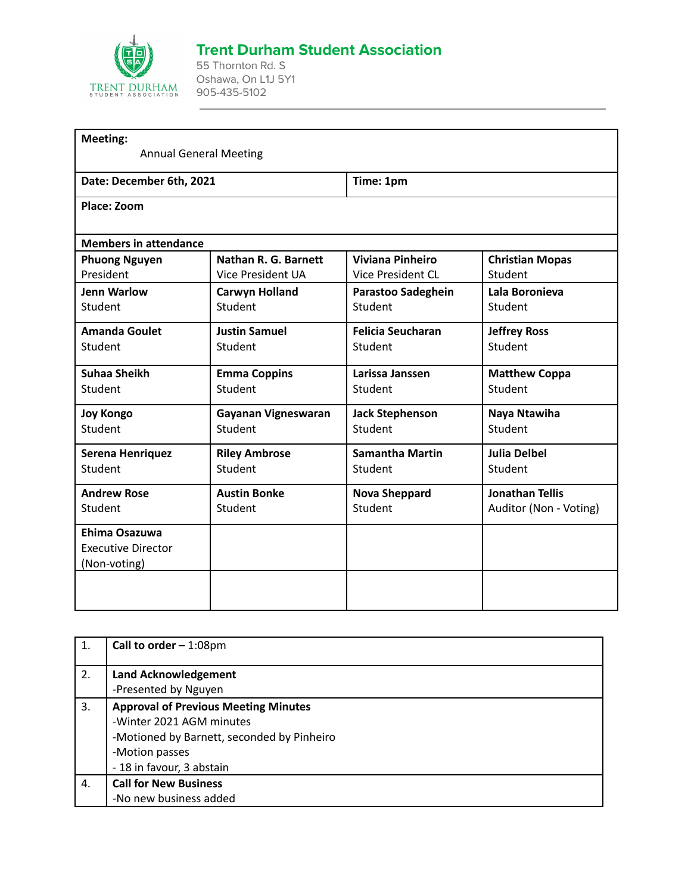## Trent Durham Student Association

55 Thornton Rd. S
Oshawa, On L1J 5Y1
905-435-5102

| **Meeting:** Annual General Meeting | | | |
|---|---|---|---|
| **Date: December 6th, 2021** | | **Time: 1pm** | |
| **Place: Zoom** | | | |
| **Members in attendance** | | | |
| **Phuong Nguyen** President | **Nathan R. G. Barnett** Vice President UA | **Viviana Pinheiro** Vice President CL | **Christian Mopas** Student |
| **Jenn Warlow** Student | **Carwyn Holland** Student | **Parastoo Sadeghein** Student | **Lala Boronieva** Student |
| **Amanda Goulet** Student | **Justin Samuel** Student | **Felicia Seucharan** Student | **Jeffrey Ross** Student |
| **Suhaa Sheikh** Student | **Emma Coppins** Student | **Larissa Janssen** Student | **Matthew Coppa** Student |
| **Joy Kongo** Student | **Gayanan Vigneswaran** Student | **Jack Stephenson** Student | **Naya Ntawiha** Student |
| **Serena Henriquez** Student | **Riley Ambrose** Student | **Samantha Martin** Student | **Julia Delbel** Student |
| **Andrew Rose** Student | **Austin Bonke** Student | **Nova Sheppard** Student | **Jonathan Tellis** Auditor (Non - Voting) |
| **Ehima Osazuwa** Executive Director (Non-voting) | | | |
| | | | |

| | |
|---|---|
| 1. | **Call to order –** 1:08pm |
| 2. | **Land Acknowledgement**<br>-Presented by Nguyen |
| 3. | **Approval of Previous Meeting Minutes**<br>-Winter 2021 AGM minutes<br>-Motioned by Barnett, seconded by Pinheiro<br>-Motion passes<br>- 18 in favour, 3 abstain |
| 4. | **Call for New Business**<br>-No new business added |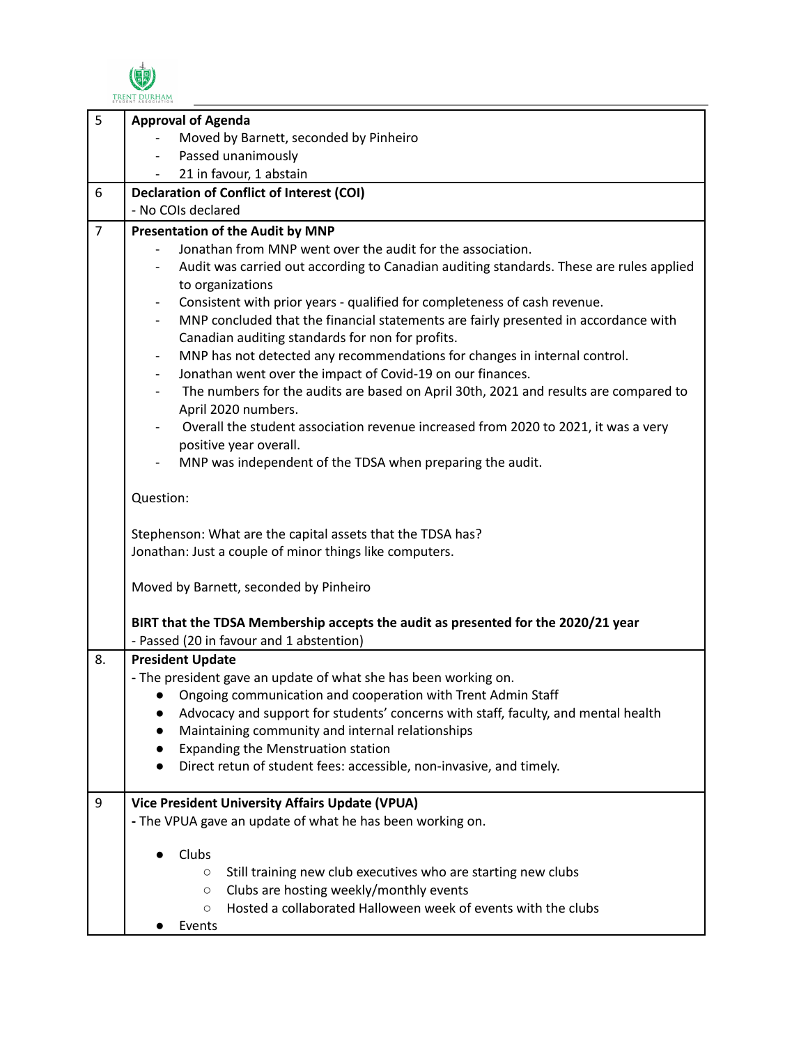| | |
|---|---|
| 5 | **Approval of Agenda**<br>- Moved by Barnett, seconded by Pinheiro<br>- Passed unanimously<br>- 21 in favour, 1 abstain |
| 6 | **Declaration of Conflict of Interest (COI)**<br>- No COIs declared |
| 7 | **Presentation of the Audit by MNP**<br>- Jonathan from MNP went over the audit for the association.<br>- Audit was carried out according to Canadian auditing standards. These are rules applied to organizations<br>- Consistent with prior years - qualified for completeness of cash revenue.<br>- MNP concluded that the financial statements are fairly presented in accordance with Canadian auditing standards for non for profits.<br>- MNP has not detected any recommendations for changes in internal control.<br>- Jonathan went over the impact of Covid-19 on our finances.<br>- The numbers for the audits are based on April 30th, 2021 and results are compared to April 2020 numbers.<br>- Overall the student association revenue increased from 2020 to 2021, it was a very positive year overall.<br>- MNP was independent of the TDSA when preparing the audit.<br><br>Question:<br><br>Stephenson: What are the capital assets that the TDSA has?<br>Jonathan: Just a couple of minor things like computers.<br><br>Moved by Barnett, seconded by Pinheiro<br><br>**BIRT that the TDSA Membership accepts the audit as presented for the 2020/21 year**<br>- Passed (20 in favour and 1 abstention) |
| 8. | **President Update**<br>- The president gave an update of what she has been working on.<br>• Ongoing communication and cooperation with Trent Admin Staff<br>• Advocacy and support for students' concerns with staff, faculty, and mental health<br>• Maintaining community and internal relationships<br>• Expanding the Menstruation station<br>• Direct retun of student fees: accessible, non-invasive, and timely. |
| 9 | **Vice President University Affairs Update (VPUA)**<br>- The VPUA gave an update of what he has been working on.<br><br>• Clubs<br>○ Still training new club executives who are starting new clubs<br>○ Clubs are hosting weekly/monthly events<br>○ Hosted a collaborated Halloween week of events with the clubs<br>• Events |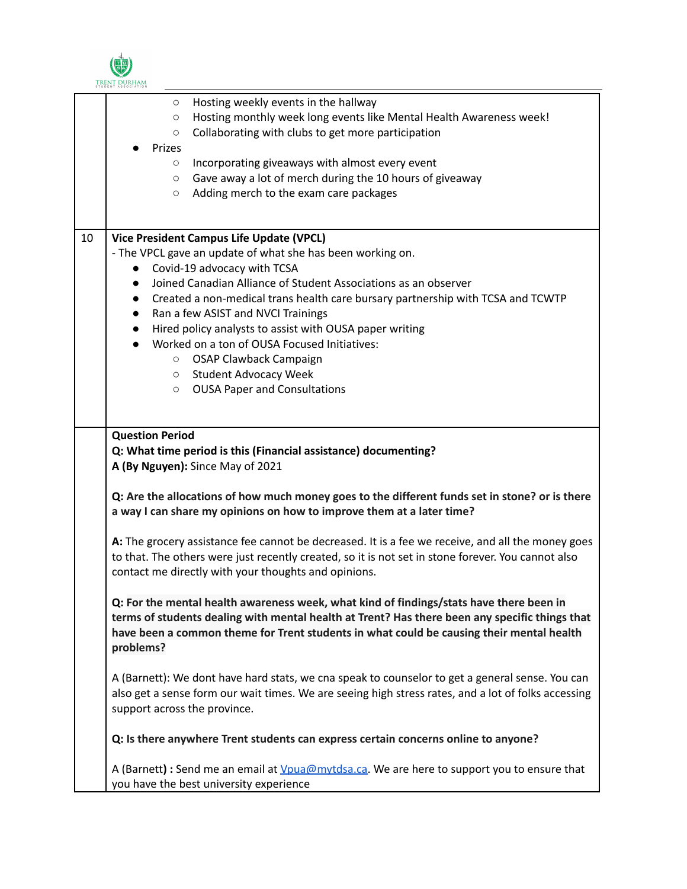| | |
|---|---|
| | ◦ Hosting weekly events in the hallway<br>◦ Hosting monthly week long events like Mental Health Awareness week!<br>◦ Collaborating with clubs to get more participation<br>● Prizes<br>◦ Incorporating giveaways with almost every event<br>◦ Gave away a lot of merch during the 10 hours of giveaway<br>◦ Adding merch to the exam care packages |
| 10 | **Vice President Campus Life Update (VPCL)**<br>- The VPCL gave an update of what she has been working on.<br>● Covid-19 advocacy with TCSA<br>● Joined Canadian Alliance of Student Associations as an observer<br>● Created a non-medical trans health care bursary partnership with TCSA and TCWTP<br>● Ran a few ASIST and NVCI Trainings<br>● Hired policy analysts to assist with OUSA paper writing<br>● Worked on a ton of OUSA Focused Initiatives:<br>◦ OSAP Clawback Campaign<br>◦ Student Advocacy Week<br>◦ OUSA Paper and Consultations |
| | **Question Period**<br>**Q: What time period is this (Financial assistance) documenting?**<br>**A (By Nguyen):** Since May of 2021<br><br>**Q: Are the allocations of how much money goes to the different funds set in stone? or is there a way I can share my opinions on how to improve them at a later time?**<br><br>**A:** The grocery assistance fee cannot be decreased. It is a fee we receive, and all the money goes to that. The others were just recently created, so it is not set in stone forever. You cannot also contact me directly with your thoughts and opinions.<br><br>**Q: For the mental health awareness week, what kind of findings/stats have there been in terms of students dealing with mental health at Trent? Has there been any specific things that have been a common theme for Trent students in what could be causing their mental health problems?**<br><br>A (Barnett): We dont have hard stats, we cna speak to counselor to get a general sense. You can also get a sense form our wait times. We are seeing high stress rates, and a lot of folks accessing support across the province.<br><br>**Q: Is there anywhere Trent students can express certain concerns online to anyone?**<br><br>A (Barnett**) :** Send me an email at Vpua@mytdsa.ca. We are here to support you to ensure that you have the best university experience |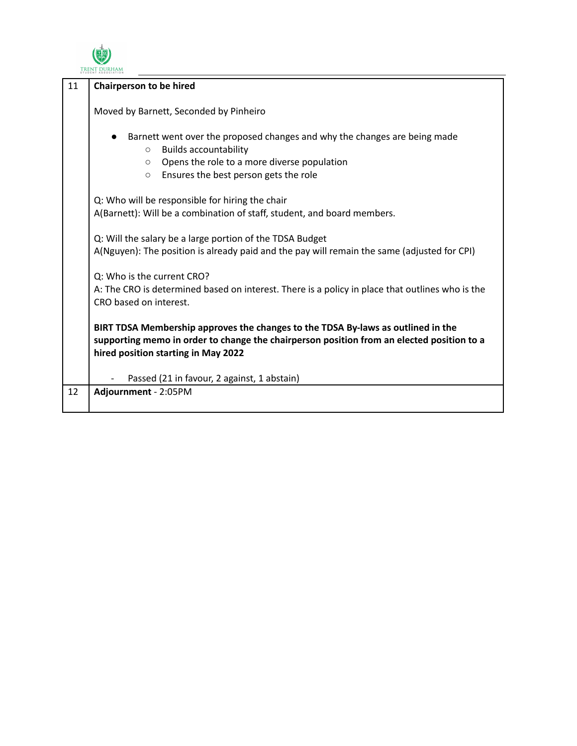| | |
|---|---|
| 11 | **Chairperson to be hired**<br><br>Moved by Barnett, Seconded by Pinheiro<br><br>- Barnett went over the proposed changes and why the changes are being made<br>  - Builds accountability<br>  - Opens the role to a more diverse population<br>  - Ensures the best person gets the role<br><br>Q: Who will be responsible for hiring the chair<br>A(Barnett): Will be a combination of staff, student, and board members.<br><br>Q: Will the salary be a large portion of the TDSA Budget<br>A(Nguyen): The position is already paid and the pay will remain the same (adjusted for CPI)<br><br>Q: Who is the current CRO?<br>A: The CRO is determined based on interest. There is a policy in place that outlines who is the CRO based on interest.<br><br>**BIRT TDSA Membership approves the changes to the TDSA By-laws as outlined in the supporting memo in order to change the chairperson position from an elected position to a hired position starting in May 2022**<br><br>- Passed (21 in favour, 2 against, 1 abstain) |
| 12 | **Adjournment** - 2:05PM |